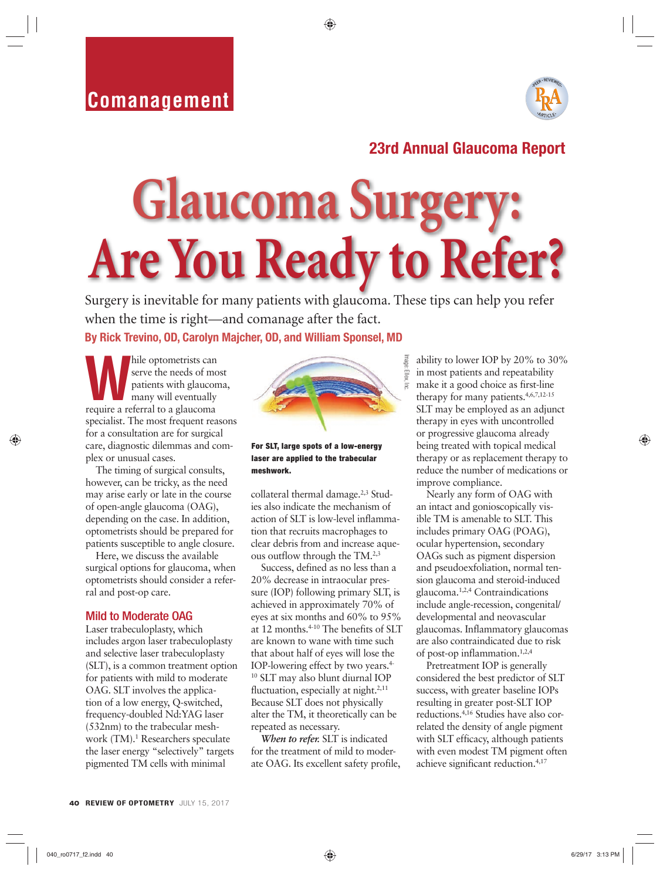Comanagement

23rd Annual Glaucoma Report

# Glaucoma Surgery: Are You Ready to Refer?

Surgery is inevitable for many patients with glaucoma. These tips can help you refer when the time is right—and comanage after the fact.

**By Rick Trevino, OD, Carolyn Majcher, OD, and William Sponsel, MD**

While optometrists can serve the needs of most patients with glaucoma, many will eventually require a referral to a glaucoma specialist. The most frequent reasons for a consultation are for surgical care, diagnostic dilemmas and complex or unusual cases.

The timing of surgical consults, however, can be tricky, as the need may arise early or late in the course of open-angle glaucoma (OAG), depending on the case. In addition, optometrists should be prepared for patients susceptible to angle closure.

Here, we discuss the available surgical options for glaucoma, when optometrists should consider a referral and post-op care.

## Mild to Moderate OAG

Laser trabeculoplasty, which includes argon laser trabeculoplasty and selective laser trabeculoplasty (SLT), is a common treatment option for patients with mild to moderate OAG. SLT involves the application of a low energy, Q-switched, frequency-doubled Nd:YAG laser (532nm) to the trabecular meshwork (TM).[1] Researchers speculate the laser energy "selectively" targets pigmented TM cells with minimal collateral thermal damage.[2,3] Studies also indicate the mechanism of action of SLT is low-level inflammation that recruits macrophages to clear debris from and increase aqueous outflow through the TM.[2,3]

**For SLT, large spots of a low-energy laser are applied to the trabecular meshwork.**

Image: Ellex, Inc.

Success, defined as no less than a 20% decrease in intraocular pressure (IOP) following primary SLT, is achieved in approximately 70% of eyes at six months and 60% to 95% at 12 months.[4-10] The benefits of SLT are known to wane with time such that about half of eyes will lose the IOP-lowering effect by two years.[4-10] SLT may also blunt diurnal IOP fluctuation, especially at night.[2,11] Because SLT does not physically alter the TM, it theoretically can be repeated as necessary.

***When to refer.*** SLT is indicated for the treatment of mild to moderate OAG. Its excellent safety profile, ability to lower IOP by 20% to 30% in most patients and repeatability make it a good choice as first-line therapy for many patients.[4,6,7,12-15] SLT may be employed as an adjunct therapy in eyes with uncontrolled or progressive glaucoma already being treated with topical medical therapy or as replacement therapy to reduce the number of medications or improve compliance.

Nearly any form of OAG with an intact and gonioscopically visible TM is amenable to SLT. This includes primary OAG (POAG), ocular hypertension, secondary OAGs such as pigment dispersion and pseudoexfoliation, normal tension glaucoma and steroid-induced glaucoma.[1,2,4] Contraindications include angle-recession, congenital/developmental and neovascular glaucomas. Inflammatory glaucomas are also contraindicated due to risk of post-op inflammation.[1,2,4]

Pretreatment IOP is generally considered the best predictor of SLT success, with greater baseline IOPs resulting in greater post-SLT IOP reductions.[4,16] Studies have also correlated the density of angle pigment with SLT efficacy, although patients with even modest TM pigment often achieve significant reduction.[4,17]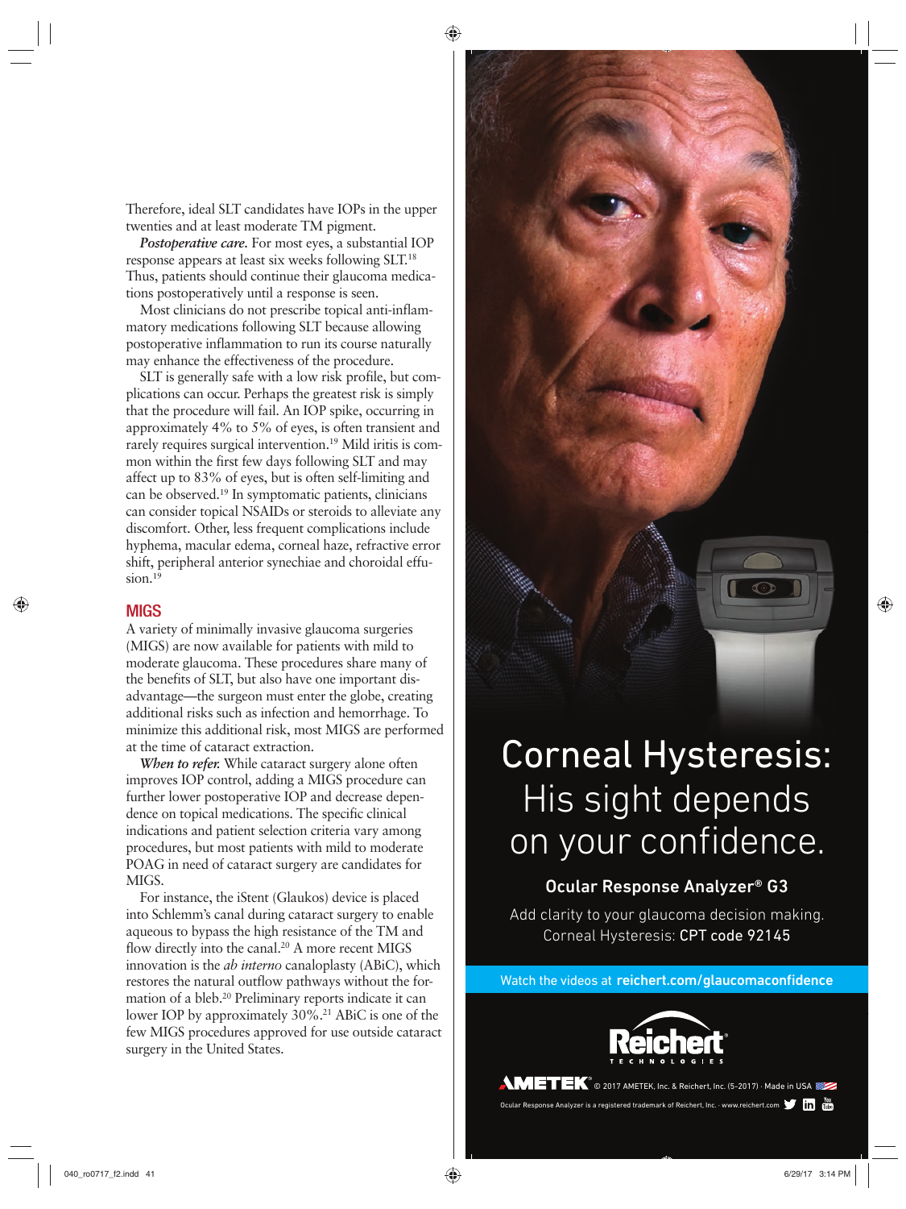Therefore, ideal SLT candidates have IOPs in the upper twenties and at least moderate TM pigment.

***Postoperative care.*** For most eyes, a substantial IOP response appears at least six weeks following SLT.[18] Thus, patients should continue their glaucoma medications postoperatively until a response is seen.

Most clinicians do not prescribe topical anti-inflammatory medications following SLT because allowing postoperative inflammation to run its course naturally may enhance the effectiveness of the procedure.

SLT is generally safe with a low risk profile, but complications can occur. Perhaps the greatest risk is simply that the procedure will fail. An IOP spike, occurring in approximately 4% to 5% of eyes, is often transient and rarely requires surgical intervention.[19] Mild iritis is common within the first few days following SLT and may affect up to 83% of eyes, but is often self-limiting and can be observed.[19] In symptomatic patients, clinicians can consider topical NSAIDs or steroids to alleviate any discomfort. Other, less frequent complications include hyphema, macular edema, corneal haze, refractive error shift, peripheral anterior synechiae and choroidal effusion.[19]

## MIGS

A variety of minimally invasive glaucoma surgeries (MIGS) are now available for patients with mild to moderate glaucoma. These procedures share many of the benefits of SLT, but also have one important disadvantage—the surgeon must enter the globe, creating additional risks such as infection and hemorrhage. To minimize this additional risk, most MIGS are performed at the time of cataract extraction.

***When to refer.*** While cataract surgery alone often improves IOP control, adding a MIGS procedure can further lower postoperative IOP and decrease dependence on topical medications. The specific clinical indications and patient selection criteria vary among procedures, but most patients with mild to moderate POAG in need of cataract surgery are candidates for MIGS.

For instance, the iStent (Glaukos) device is placed into Schlemm's canal during cataract surgery to enable aqueous to bypass the high resistance of the TM and flow directly into the canal.[20] A more recent MIGS innovation is the *ab interno* canaloplasty (ABiC), which restores the natural outflow pathways without the formation of a bleb.[20] Preliminary reports indicate it can lower IOP by approximately 30%.[21] ABiC is one of the few MIGS procedures approved for use outside cataract surgery in the United States.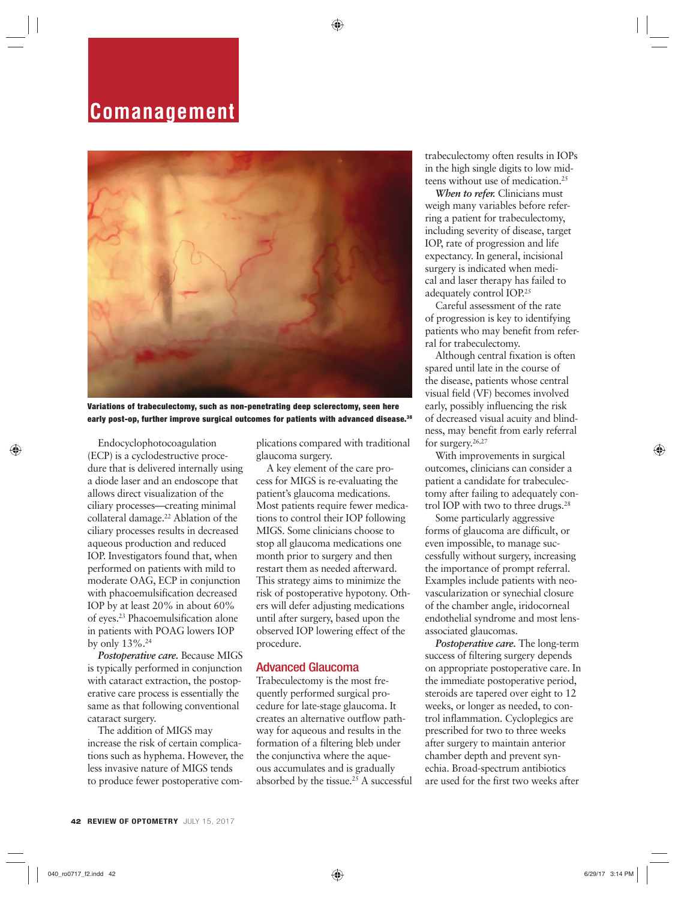## Comanagement

Variations of trabeculectomy, such as non-penetrating deep sclerectomy, seen here early post-op, further improve surgical outcomes for patients with advanced disease.[38]

Endocyclophotocoagulation (ECP) is a cyclodestructive procedure that is delivered internally using a diode laser and an endoscope that allows direct visualization of the ciliary processes—creating minimal collateral damage.[22] Ablation of the ciliary processes results in decreased aqueous production and reduced IOP. Investigators found that, when performed on patients with mild to moderate OAG, ECP in conjunction with phacoemulsification decreased IOP by at least 20% in about 60% of eyes.[23] Phacoemulsification alone in patients with POAG lowers IOP by only 13%.[24]

***Postoperative care.*** Because MIGS is typically performed in conjunction with cataract extraction, the postoperative care process is essentially the same as that following conventional cataract surgery.

The addition of MIGS may increase the risk of certain complications such as hyphema. However, the less invasive nature of MIGS tends to produce fewer postoperative complications compared with traditional glaucoma surgery.

A key element of the care process for MIGS is re-evaluating the patient's glaucoma medications. Most patients require fewer medications to control their IOP following MIGS. Some clinicians choose to stop all glaucoma medications one month prior to surgery and then restart them as needed afterward. This strategy aims to minimize the risk of postoperative hypotony. Others will defer adjusting medications until after surgery, based upon the observed IOP lowering effect of the procedure.

### Advanced Glaucoma

Trabeculectomy is the most frequently performed surgical procedure for late-stage glaucoma. It creates an alternative outflow pathway for aqueous and results in the formation of a filtering bleb under the conjunctiva where the aqueous accumulates and is gradually absorbed by the tissue.[25] A successful trabeculectomy often results in IOPs in the high single digits to low mid-teens without use of medication.[25]

***When to refer.*** Clinicians must weigh many variables before referring a patient for trabeculectomy, including severity of disease, target IOP, rate of progression and life expectancy. In general, incisional surgery is indicated when medical and laser therapy has failed to adequately control IOP.[25]

Careful assessment of the rate of progression is key to identifying patients who may benefit from referral for trabeculectomy.

Although central fixation is often spared until late in the course of the disease, patients whose central visual field (VF) becomes involved early, possibly influencing the risk of decreased visual acuity and blindness, may benefit from early referral for surgery.[26,27]

With improvements in surgical outcomes, clinicians can consider a patient a candidate for trabeculectomy after failing to adequately control IOP with two to three drugs.[28]

Some particularly aggressive forms of glaucoma are difficult, or even impossible, to manage successfully without surgery, increasing the importance of prompt referral. Examples include patients with neovascularization or synechial closure of the chamber angle, iridocorneal endothelial syndrome and most lens-associated glaucomas.

***Postoperative care.*** The long-term success of filtering surgery depends on appropriate postoperative care. In the immediate postoperative period, steroids are tapered over eight to 12 weeks, or longer as needed, to control inflammation. Cycloplegics are prescribed for two to three weeks after surgery to maintain anterior chamber depth and prevent synechia. Broad-spectrum antibiotics are used for the first two weeks after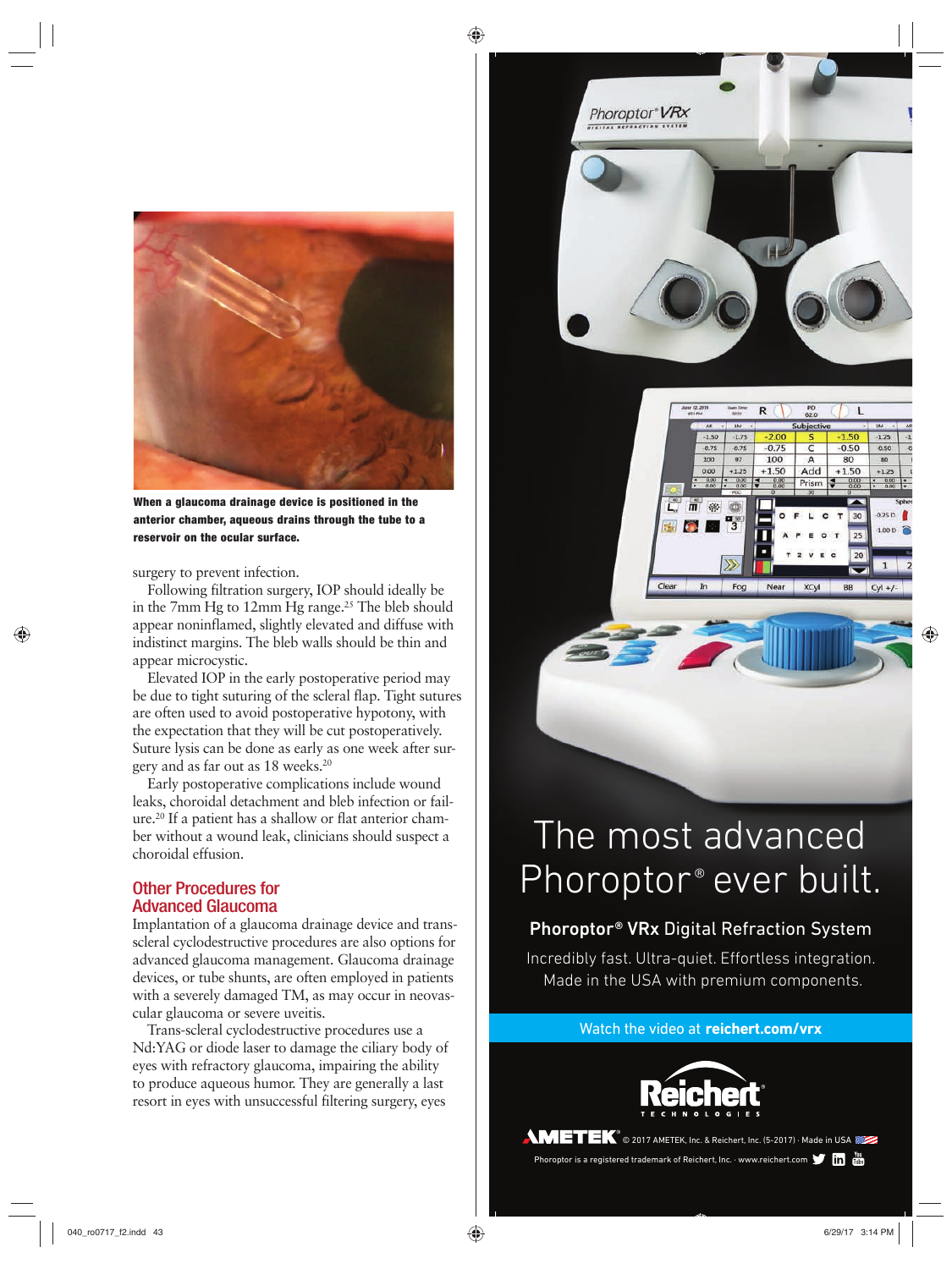When a glaucoma drainage device is positioned in the anterior chamber, aqueous drains through the tube to a reservoir on the ocular surface.

surgery to prevent infection.

Following filtration surgery, IOP should ideally be in the 7mm Hg to 12mm Hg range.[25] The bleb should appear noninflamed, slightly elevated and diffuse with indistinct margins. The bleb walls should be thin and appear microcystic.

Elevated IOP in the early postoperative period may be due to tight suturing of the scleral flap. Tight sutures are often used to avoid postoperative hypotony, with the expectation that they will be cut postoperatively. Suture lysis can be done as early as one week after surgery and as far out as 18 weeks.[20]

Early postoperative complications include wound leaks, choroidal detachment and bleb infection or failure.[20] If a patient has a shallow or flat anterior chamber without a wound leak, clinicians should suspect a choroidal effusion.

## Other Procedures for Advanced Glaucoma

Implantation of a glaucoma drainage device and trans-scleral cyclodestructive procedures are also options for advanced glaucoma management. Glaucoma drainage devices, or tube shunts, are often employed in patients with a severely damaged TM, as may occur in neovascular glaucoma or severe uveitis.

Trans-scleral cyclodestructive procedures use a Nd:YAG or diode laser to damage the ciliary body of eyes with refractory glaucoma, impairing the ability to produce aqueous humor. They are generally a last resort in eyes with unsuccessful filtering surgery, eyes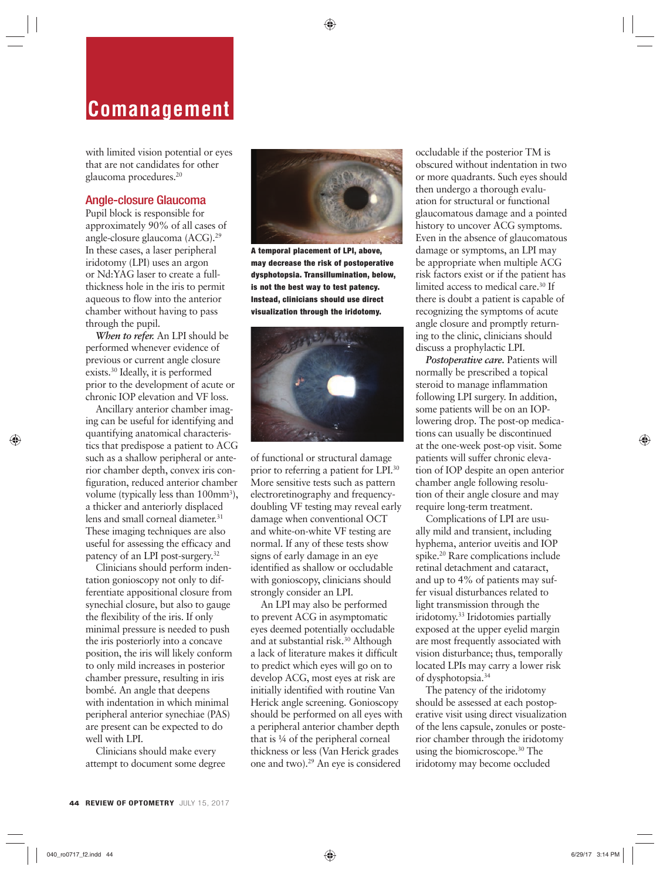with limited vision potential or eyes that are not candidates for other glaucoma procedures.[20]

## Angle-closure Glaucoma

Pupil block is responsible for approximately 90% of all cases of angle-closure glaucoma (ACG).[29] In these cases, a laser peripheral iridotomy (LPI) uses an argon or Nd:YAG laser to create a full-thickness hole in the iris to permit aqueous to flow into the anterior chamber without having to pass through the pupil.

***When to refer.*** An LPI should be performed whenever evidence of previous or current angle closure exists.[30] Ideally, it is performed prior to the development of acute or chronic IOP elevation and VF loss.

Ancillary anterior chamber imaging can be useful for identifying and quantifying anatomical characteristics that predispose a patient to ACG such as a shallow peripheral or anterior chamber depth, convex iris configuration, reduced anterior chamber volume (typically less than 100mm$^3$), a thicker and anteriorly displaced lens and small corneal diameter.[31] These imaging techniques are also useful for assessing the efficacy and patency of an LPI post-surgery.[32]

Clinicians should perform indentation gonioscopy not only to differentiate appositional closure from synechial closure, but also to gauge the flexibility of the iris. If only minimal pressure is needed to push the iris posteriorly into a concave position, the iris will likely conform to only mild increases in posterior chamber pressure, resulting in iris bombé. An angle that deepens with indentation in which minimal peripheral anterior synechiae (PAS) are present can be expected to do well with LPI.

Clinicians should make every attempt to document some degree of functional or structural damage prior to referring a patient for LPI.[30] More sensitive tests such as pattern electroretinography and frequency-doubling VF testing may reveal early damage when conventional OCT and white-on-white VF testing are normal. If any of these tests show signs of early damage in an eye identified as shallow or occludable with gonioscopy, clinicians should strongly consider an LPI.

**A temporal placement of LPI, above, may decrease the risk of postoperative dysphotopsia. Transillumination, below, is not the best way to test patency. Instead, clinicians should use direct visualization through the iridotomy.**

An LPI may also be performed to prevent ACG in asymptomatic eyes deemed potentially occludable and at substantial risk.[30] Although a lack of literature makes it difficult to predict which eyes will go on to develop ACG, most eyes at risk are initially identified with routine Van Herick angle screening. Gonioscopy should be performed on all eyes with a peripheral anterior chamber depth that is ¼ of the peripheral corneal thickness or less (Van Herick grades one and two).[29] An eye is considered occludable if the posterior TM is obscured without indentation in two or more quadrants. Such eyes should then undergo a thorough evaluation for structural or functional glaucomatous damage and a pointed history to uncover ACG symptoms. Even in the absence of glaucomatous damage or symptoms, an LPI may be appropriate when multiple ACG risk factors exist or if the patient has limited access to medical care.[30] If there is doubt a patient is capable of recognizing the symptoms of acute angle closure and promptly returning to the clinic, clinicians should discuss a prophylactic LPI.

***Postoperative care.*** Patients will normally be prescribed a topical steroid to manage inflammation following LPI surgery. In addition, some patients will be on an IOP-lowering drop. The post-op medications can usually be discontinued at the one-week post-op visit. Some patients will suffer chronic elevation of IOP despite an open anterior chamber angle following resolution of their angle closure and may require long-term treatment.

Complications of LPI are usually mild and transient, including hyphema, anterior uveitis and IOP spike.[20] Rare complications include retinal detachment and cataract, and up to 4% of patients may suffer visual disturbances related to light transmission through the iridotomy.[33] Iridotomies partially exposed at the upper eyelid margin are most frequently associated with vision disturbance; thus, temporally located LPIs may carry a lower risk of dysphotopsia.[34]

The patency of the iridotomy should be assessed at each postoperative visit using direct visualization of the lens capsule, zonules or posterior chamber through the iridotomy using the biomicroscope.[30] The iridotomy may become occluded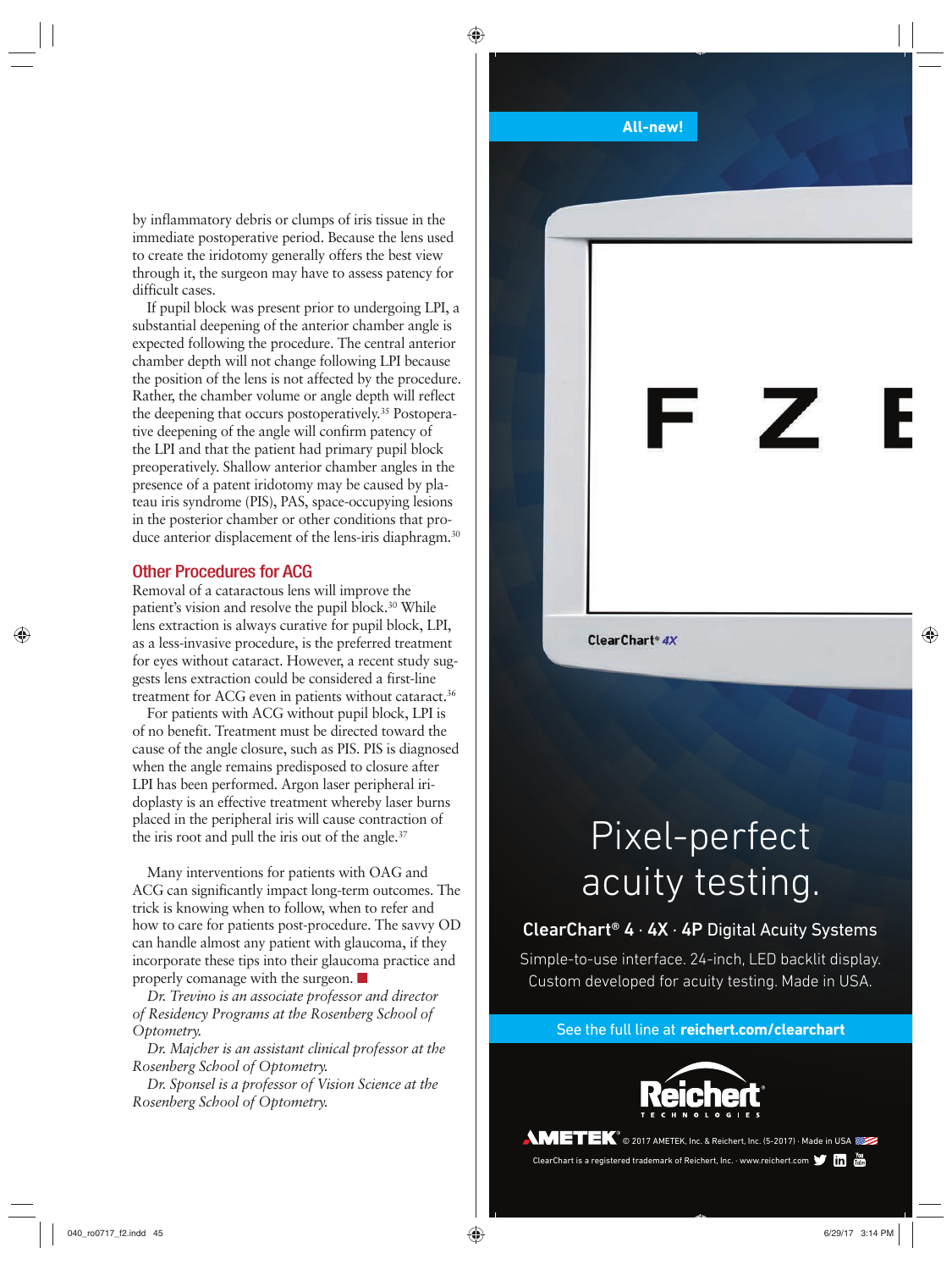by inflammatory debris or clumps of iris tissue in the immediate postoperative period. Because the lens used to create the iridotomy generally offers the best view through it, the surgeon may have to assess patency for difficult cases.

If pupil block was present prior to undergoing LPI, a substantial deepening of the anterior chamber angle is expected following the procedure. The central anterior chamber depth will not change following LPI because the position of the lens is not affected by the procedure. Rather, the chamber volume or angle depth will reflect the deepening that occurs postoperatively.[35] Postoperative deepening of the angle will confirm patency of the LPI and that the patient had primary pupil block preoperatively. Shallow anterior chamber angles in the presence of a patent iridotomy may be caused by plateau iris syndrome (PIS), PAS, space-occupying lesions in the posterior chamber or other conditions that produce anterior displacement of the lens-iris diaphragm.[30]

## Other Procedures for ACG

Removal of a cataractous lens will improve the patient's vision and resolve the pupil block.[30] While lens extraction is always curative for pupil block, LPI, as a less-invasive procedure, is the preferred treatment for eyes without cataract. However, a recent study suggests lens extraction could be considered a first-line treatment for ACG even in patients without cataract.[36]

For patients with ACG without pupil block, LPI is of no benefit. Treatment must be directed toward the cause of the angle closure, such as PIS. PIS is diagnosed when the angle remains predisposed to closure after LPI has been performed. Argon laser peripheral iridoplasty is an effective treatment whereby laser burns placed in the peripheral iris will cause contraction of the iris root and pull the iris out of the angle.[37]

Many interventions for patients with OAG and ACG can significantly impact long-term outcomes. The trick is knowing when to follow, when to refer and how to care for patients post-procedure. The savvy OD can handle almost any patient with glaucoma, if they incorporate these tips into their glaucoma practice and properly comanage with the surgeon. ■

*Dr. Trevino is an associate professor and director of Residency Programs at the Rosenberg School of Optometry.*

*Dr. Majcher is an assistant clinical professor at the Rosenberg School of Optometry.*

*Dr. Sponsel is a professor of Vision Science at the Rosenberg School of Optometry.*

All-new!

ClearChart® 4X

Pixel-perfect acuity testing.

ClearChart® 4 · 4X · 4P Digital Acuity Systems

Simple-to-use interface. 24-inch, LED backlit display. Custom developed for acuity testing. Made in USA.

See the full line at **reichert.com/clearchart**

Reichert Technologies

AMETEK © 2017 AMETEK, Inc. & Reichert, Inc. (5-2017) · Made in USA

ClearChart is a registered trademark of Reichert, Inc. · www.reichert.com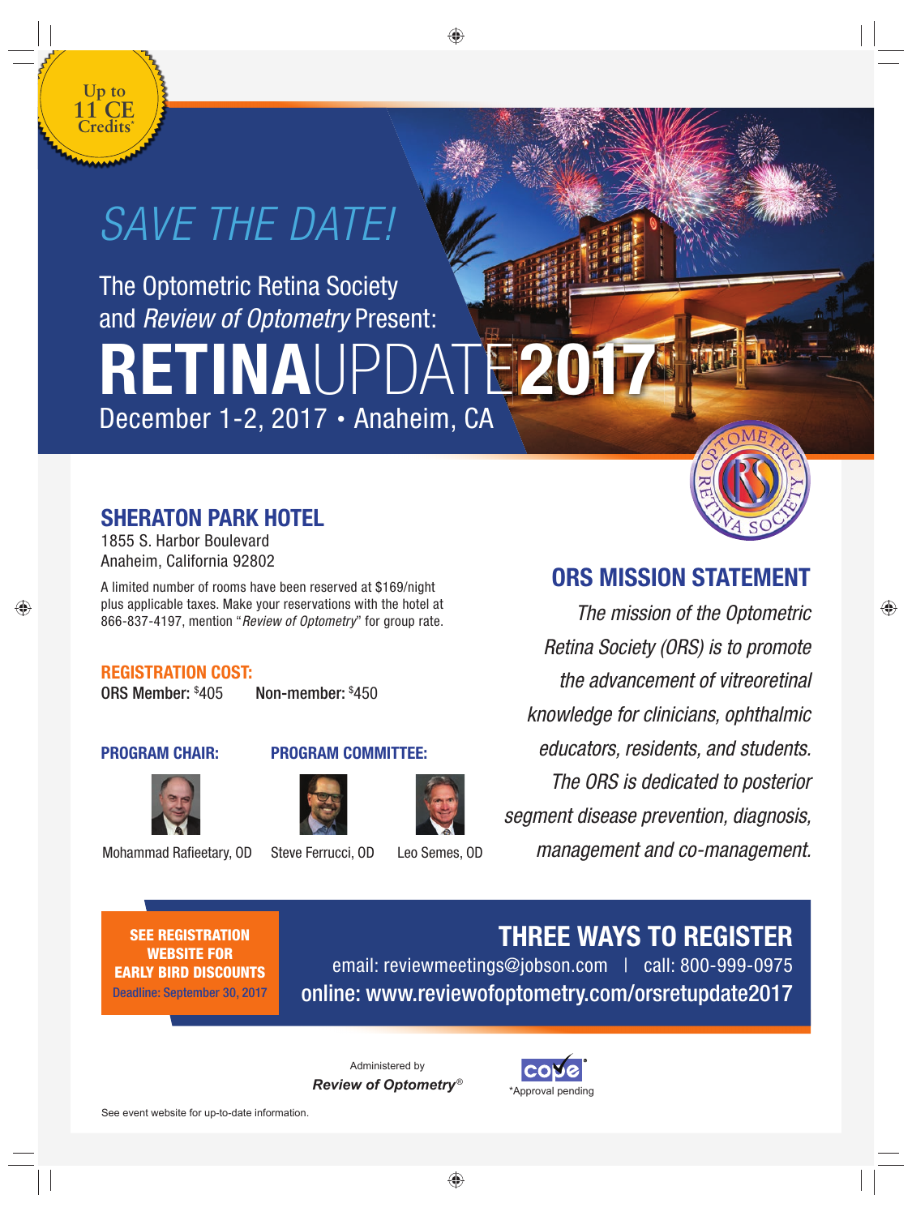Up to 11 CE Credits*

# SAVE THE DATE!

The Optometric Retina Society and *Review of Optometry* Present:

# RETINAUPDATE2017

December 1-2, 2017 • Anaheim, CA

## SHERATON PARK HOTEL

1855 S. Harbor Boulevard
Anaheim, California 92802

A limited number of rooms have been reserved at $169/night plus applicable taxes. Make your reservations with the hotel at 866-837-4197, mention "*Review of Optometry*" for group rate.

**REGISTRATION COST:**

**ORS Member:** $405 **Non-member:** $450

**PROGRAM CHAIR:**

Mohammad Rafieetary, OD

**PROGRAM COMMITTEE:**

Steve Ferrucci, OD

Leo Semes, OD

## ORS MISSION STATEMENT

*The mission of the Optometric Retina Society (ORS) is to promote the advancement of vitreoretinal knowledge for clinicians, ophthalmic educators, residents, and students. The ORS is dedicated to posterior segment disease prevention, diagnosis, management and co-management.*

**SEE REGISTRATION WEBSITE FOR EARLY BIRD DISCOUNTS**
Deadline: September 30, 2017

## THREE WAYS TO REGISTER

email: reviewmeetings@jobson.com | call: 800-999-0975

online: www.reviewofoptometry.com/orsretupdate2017

Administered by *Review of Optometry*®

COPE *Approval pending

See event website for up-to-date information.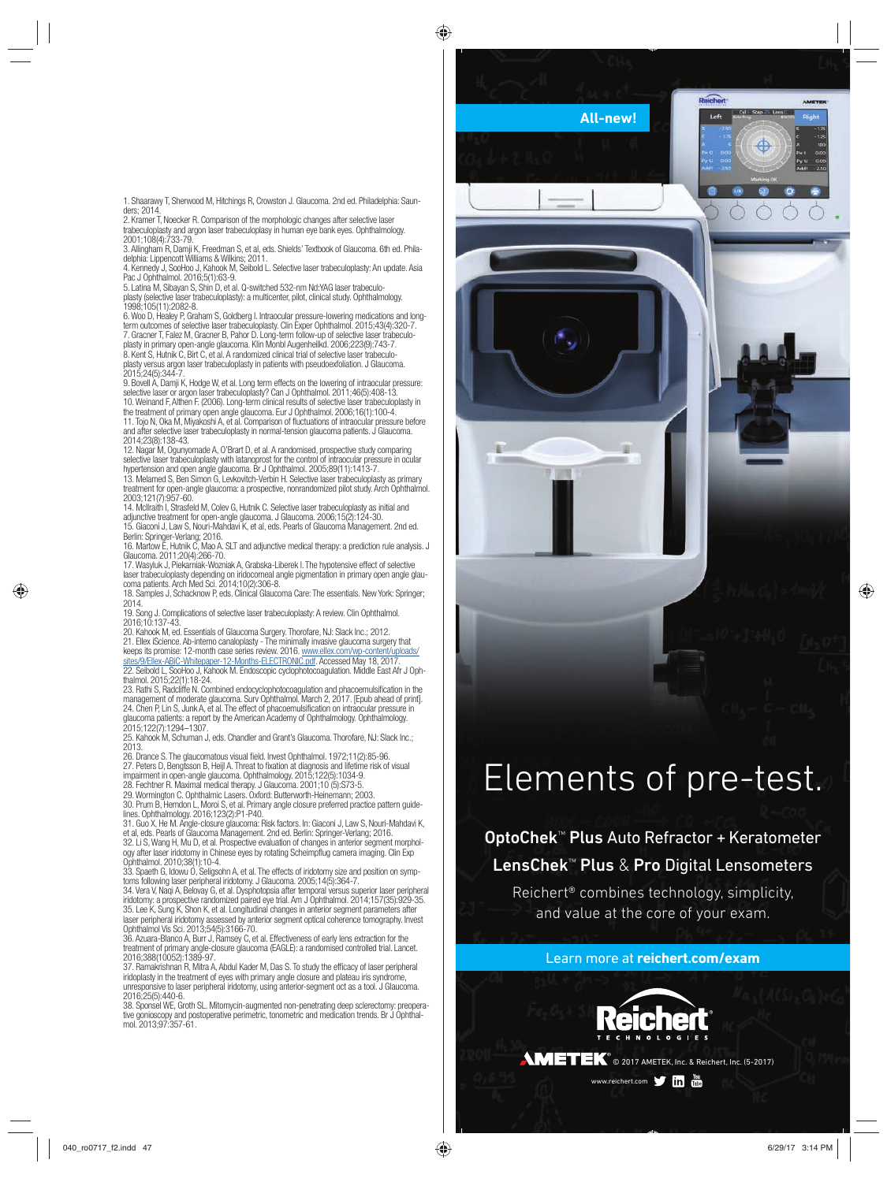1. Shaarawy T, Sherwood M, Hitchings R, Crowston J. Glaucoma. 2nd ed. Philadelphia: Saunders; 2014.
2. Kramer T, Noecker R. Comparison of the morphologic changes after selective laser trabeculoplasty and argon laser trabeculoplasty in human eye bank eyes. Ophthalmology. 2001;108(4):733-79.
3. Allingham R, Damji K, Freedman S, et al, eds. Shields' Textbook of Glaucoma. 6th ed. Philadelphia: Lippencott Williams & Wilkins; 2011.
4. Kennedy J, SooHoo J, Kahook M, Seibold L. Selective laser trabeculoplasty: An update. Asia Pac J Ophthalmol. 2016;5(1):63-9.
5. Latina M, Sibayan S, Shin D, et al. Q-switched 532-nm Nd:YAG laser trabeculoplasty (selective laser trabeculoplasty): a multicenter, pilot, clinical study. Ophthalmology. 1998;105(11):2082-8.
6. Woo D, Healey P, Graham S, Goldberg I. Intraocular pressure-lowering medications and long-term outcomes of selective laser trabeculoplasty. Clin Exper Ophthalmol. 2015;43(4):320-7.
7. Gracner T, Falez M, Gracner B, Pahor D. Long-term follow-up of selective laser trabeculoplasty in primary open-angle glaucoma. Klin Monbl Augenheilkd. 2006;223(9):743-7.
8. Kent S, Hutnik C, Birt C, et al. A randomized clinical trial of selective laser trabeculoplasty versus argon laser trabeculoplasty in patients with pseudoexfoliation. J Glaucoma. 2015;24(5):344-7.
9. Bovell A, Damji K, Hodge W, et al. Long term effects on the lowering of intraocular pressure: selective laser or argon laser trabeculoplasty? Can J Ophthalmol. 2011;46(5):408-13.
10. Weinand F, Althen F. (2006). Long-term clinical results of selective laser trabeculoplasty in the treatment of primary open angle glaucoma. Eur J Ophthalmol. 2006;16(1):100-4.
11. Tojo N, Oka M, Miyakoshi A, et al. Comparison of fluctuations of intraocular pressure before and after selective laser trabeculoplasty in normal-tension glaucoma patients. J Glaucoma. 2014;23(8):138-43.
12. Nagar M, Ogunyomade A, O'Brart D, et al. A randomised, prospective study comparing selective laser trabeculoplasty with latanoprost for the control of intraocular pressure in ocular hypertension and open angle glaucoma. Br J Ophthalmol. 2005;89(11):1413-7.
13. Melamed S, Ben Simon G, Levkovitch-Verbin H. Selective laser trabeculoplasty as primary treatment for open-angle glaucoma: a prospective, nonrandomized pilot study. Arch Ophthalmol. 2003;121(7):957-60.
14. McIlraith I, Strasfeld M, Colev G, Hutnik C. Selective laser trabeculoplasty as initial and adjunctive treatment for open-angle glaucoma. J Glaucoma. 2006;15(2):124-30.
15. Giaconi J, Law S, Nouri-Mahdavi K, et al, eds. Pearls of Glaucoma Management. 2nd ed. Berlin: Springer-Verlang; 2016.
16. Martow E, Hutnik C, Mao A. SLT and adjunctive medical therapy: a prediction rule analysis. J Glaucoma. 2011;20(4):266-70.
17. Wasyluk J, Piekarniak-Wozniak A, Grabska-Liberek I. The hypotensive effect of selective laser trabeculoplasty depending on iridocorneal angle pigmentation in primary open angle glaucoma patients. Arch Med Sci. 2014;10(2):306-8.
18. Samples J, Schacknow P, eds. Clinical Glaucoma Care: The essentials. New York: Springer; 2014.
19. Song J. Complications of selective laser trabeculoplasty: A review. Clin Ophthalmol. 2016;10:137-43.
20. Kahook M, ed. Essentials of Glaucoma Surgery. Thorofare, NJ: Slack Inc.; 2012.
21. Ellex iScience. Ab-interno canaloplasty - The minimally invasive glaucoma surgery that keeps its promise: 12-month case series review. 2016. www.ellex.com/wp-content/uploads/sites/9/Ellex-ABIC-Whitepaper-12-Months-ELECTRONIC.pdf. Accessed May 18, 2017.
22. Seibold L, SooHoo J, Kahook M. Endoscopic cyclophotocoagulation. Middle East Afr J Ophthalmol. 2015;22(1):18-24.
23. Rathi S, Radcliffe N. Combined endocyclophotocoagulation and phacoemulsification in the management of moderate glaucoma. Surv Ophthalmol. March 2, 2017. [Epub ahead of print].
24. Chen P, Lin S, Junk A, et al. The effect of phacoemulsification on intraocular pressure in glaucoma patients: a report by the American Academy of Ophthalmology. Ophthalmology. 2015;122(7):1294–1307.
25. Kahook M, Schuman J, eds. Chandler and Grant's Glaucoma. Thorofare, NJ: Slack Inc.; 2013.
26. Drance S. The glaucomatous visual field. Invest Ophthalmol. 1972;11(2):85-96.
27. Peters D, Bengtsson B, Heijl A. Threat to fixation at diagnosis and lifetime risk of visual impairment in open-angle glaucoma. Ophthalmology. 2015;122(5):1034-9.
28. Fechtner R. Maximal medical therapy. J Glaucoma. 2001;10 (5):S73-5.
29. Wormington C. Ophthalmic Lasers. Oxford: Butterworth-Heinemann; 2003.
30. Prum B, Herndon L, Moroi S, et al. Primary angle closure preferred practice pattern guidelines. Ophthalmology. 2016;123(2):P1-P40.
31. Guo X, He M. Angle-closure glaucoma: Risk factors. In: Giaconi J, Law S, Nouri-Mahdavi K, et al, eds. Pearls of Glaucoma Management. 2nd ed. Berlin: Springer-Verlang; 2016.
32. Li S, Wang H, Mu D, et al. Prospective evaluation of changes in anterior segment morphology after laser iridotomy in Chinese eyes by rotating Scheimpflug camera imaging. Clin Exp Ophthalmol. 2010;38(1):10-4.
33. Spaeth G, Idowu O, Seligsohn A, et al. The effects of iridotomy size and position on symptoms following laser peripheral iridotomy. J Glaucoma. 2005;14(5):364-7.
34. Vera V, Naqi A, Belovay G, et al. Dysphotopsia after temporal versus superior laser peripheral iridotomy: a prospective randomized paired eye trial. Am J Ophthalmol. 2014;157(35):929-35.
35. Lee K, Sung K, Shon K, et al. Longitudinal changes in anterior segment parameters after laser peripheral iridotomy assessed by anterior segment optical coherence tomography. Invest Ophthalmol Vis Sci. 2013;54(5):3166-70.
36. Azuara-Blanco A, Burr J, Ramsey C, et al. Effectiveness of early lens extraction for the treatment of primary angle-closure glaucoma (EAGLE): a randomised controlled trial. Lancet. 2016;388(10052):1389-97.
37. Ramakrishnan R, Mitra A, Abdul Kader M, Das S. To study the efficacy of laser peripheral iridoplasty in the treatment of eyes with primary angle closure and plateau iris syndrome, unresponsive to laser peripheral iridotomy, using anterior-segment oct as a tool. J Glaucoma. 2016;25(5):440-6.
38. Sponsel WE, Groth SL. Mitomycin-augmented non-penetrating deep sclerectomy: preoperative gonioscopy and postoperative perimetric, tonometric and medication trends. Br J Ophthalmol. 2013;97:357-61.